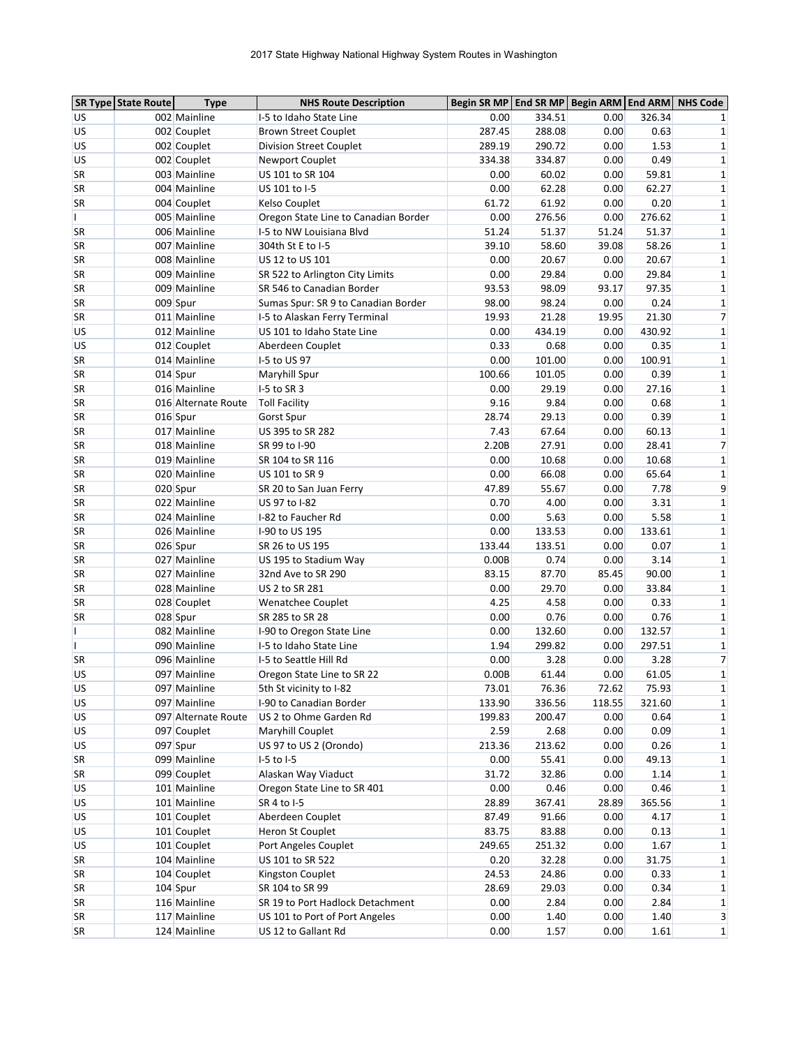# 2017 State Highway National Highway System Routes in Washington

| SR Type | State Route | Type | NHS Route Description | Begin SR MP | End SR MP | Begin ARM | End ARM | NHS Code |
|---|---|---|---|---|---|---|---|---|
| US | 002 | Mainline | I-5 to Idaho State Line | 0.00 | 334.51 | 0.00 | 326.34 | 1 |
| US | 002 | Couplet | Brown Street Couplet | 287.45 | 288.08 | 0.00 | 0.63 | 1 |
| US | 002 | Couplet | Division Street Couplet | 289.19 | 290.72 | 0.00 | 1.53 | 1 |
| US | 002 | Couplet | Newport Couplet | 334.38 | 334.87 | 0.00 | 0.49 | 1 |
| SR | 003 | Mainline | US 101 to SR 104 | 0.00 | 60.02 | 0.00 | 59.81 | 1 |
| SR | 004 | Mainline | US 101 to I-5 | 0.00 | 62.28 | 0.00 | 62.27 | 1 |
| SR | 004 | Couplet | Kelso Couplet | 61.72 | 61.92 | 0.00 | 0.20 | 1 |
| I | 005 | Mainline | Oregon State Line to Canadian Border | 0.00 | 276.56 | 0.00 | 276.62 | 1 |
| SR | 006 | Mainline | I-5 to NW Louisiana Blvd | 51.24 | 51.37 | 51.24 | 51.37 | 1 |
| SR | 007 | Mainline | 304th St E to I-5 | 39.10 | 58.60 | 39.08 | 58.26 | 1 |
| SR | 008 | Mainline | US 12 to US 101 | 0.00 | 20.67 | 0.00 | 20.67 | 1 |
| SR | 009 | Mainline | SR 522 to Arlington City Limits | 0.00 | 29.84 | 0.00 | 29.84 | 1 |
| SR | 009 | Mainline | SR 546 to Canadian Border | 93.53 | 98.09 | 93.17 | 97.35 | 1 |
| SR | 009 | Spur | Sumas Spur: SR 9 to Canadian Border | 98.00 | 98.24 | 0.00 | 0.24 | 1 |
| SR | 011 | Mainline | I-5 to Alaskan Ferry Terminal | 19.93 | 21.28 | 19.95 | 21.30 | 7 |
| US | 012 | Mainline | US 101 to Idaho State Line | 0.00 | 434.19 | 0.00 | 430.92 | 1 |
| US | 012 | Couplet | Aberdeen Couplet | 0.33 | 0.68 | 0.00 | 0.35 | 1 |
| SR | 014 | Mainline | I-5 to US 97 | 0.00 | 101.00 | 0.00 | 100.91 | 1 |
| SR | 014 | Spur | Maryhill Spur | 100.66 | 101.05 | 0.00 | 0.39 | 1 |
| SR | 016 | Mainline | I-5 to SR 3 | 0.00 | 29.19 | 0.00 | 27.16 | 1 |
| SR | 016 | Alternate Route | Toll Facility | 9.16 | 9.84 | 0.00 | 0.68 | 1 |
| SR | 016 | Spur | Gorst Spur | 28.74 | 29.13 | 0.00 | 0.39 | 1 |
| SR | 017 | Mainline | US 395 to SR 282 | 7.43 | 67.64 | 0.00 | 60.13 | 1 |
| SR | 018 | Mainline | SR 99 to I-90 | 2.20B | 27.91 | 0.00 | 28.41 | 7 |
| SR | 019 | Mainline | SR 104 to SR 116 | 0.00 | 10.68 | 0.00 | 10.68 | 1 |
| SR | 020 | Mainline | US 101 to SR 9 | 0.00 | 66.08 | 0.00 | 65.64 | 1 |
| SR | 020 | Spur | SR 20 to San Juan Ferry | 47.89 | 55.67 | 0.00 | 7.78 | 9 |
| SR | 022 | Mainline | US 97 to I-82 | 0.70 | 4.00 | 0.00 | 3.31 | 1 |
| SR | 024 | Mainline | I-82 to Faucher Rd | 0.00 | 5.63 | 0.00 | 5.58 | 1 |
| SR | 026 | Mainline | I-90 to US 195 | 0.00 | 133.53 | 0.00 | 133.61 | 1 |
| SR | 026 | Spur | SR 26 to US 195 | 133.44 | 133.51 | 0.00 | 0.07 | 1 |
| SR | 027 | Mainline | US 195 to Stadium Way | 0.00B | 0.74 | 0.00 | 3.14 | 1 |
| SR | 027 | Mainline | 32nd Ave to SR 290 | 83.15 | 87.70 | 85.45 | 90.00 | 1 |
| SR | 028 | Mainline | US 2 to SR 281 | 0.00 | 29.70 | 0.00 | 33.84 | 1 |
| SR | 028 | Couplet | Wenatchee Couplet | 4.25 | 4.58 | 0.00 | 0.33 | 1 |
| SR | 028 | Spur | SR 285 to SR 28 | 0.00 | 0.76 | 0.00 | 0.76 | 1 |
| I | 082 | Mainline | I-90 to Oregon State Line | 0.00 | 132.60 | 0.00 | 132.57 | 1 |
| I | 090 | Mainline | I-5 to Idaho State Line | 1.94 | 299.82 | 0.00 | 297.51 | 1 |
| SR | 096 | Mainline | I-5 to Seattle Hill Rd | 0.00 | 3.28 | 0.00 | 3.28 | 7 |
| US | 097 | Mainline | Oregon State Line to SR 22 | 0.00B | 61.44 | 0.00 | 61.05 | 1 |
| US | 097 | Mainline | 5th St vicinity to I-82 | 73.01 | 76.36 | 72.62 | 75.93 | 1 |
| US | 097 | Mainline | I-90 to Canadian Border | 133.90 | 336.56 | 118.55 | 321.60 | 1 |
| US | 097 | Alternate Route | US 2 to Ohme Garden Rd | 199.83 | 200.47 | 0.00 | 0.64 | 1 |
| US | 097 | Couplet | Maryhill Couplet | 2.59 | 2.68 | 0.00 | 0.09 | 1 |
| US | 097 | Spur | US 97 to US 2 (Orondo) | 213.36 | 213.62 | 0.00 | 0.26 | 1 |
| SR | 099 | Mainline | I-5 to I-5 | 0.00 | 55.41 | 0.00 | 49.13 | 1 |
| SR | 099 | Couplet | Alaskan Way Viaduct | 31.72 | 32.86 | 0.00 | 1.14 | 1 |
| US | 101 | Mainline | Oregon State Line to SR 401 | 0.00 | 0.46 | 0.00 | 0.46 | 1 |
| US | 101 | Mainline | SR 4 to I-5 | 28.89 | 367.41 | 28.89 | 365.56 | 1 |
| US | 101 | Couplet | Aberdeen Couplet | 87.49 | 91.66 | 0.00 | 4.17 | 1 |
| US | 101 | Couplet | Heron St Couplet | 83.75 | 83.88 | 0.00 | 0.13 | 1 |
| US | 101 | Couplet | Port Angeles Couplet | 249.65 | 251.32 | 0.00 | 1.67 | 1 |
| SR | 104 | Mainline | US 101 to SR 522 | 0.20 | 32.28 | 0.00 | 31.75 | 1 |
| SR | 104 | Couplet | Kingston Couplet | 24.53 | 24.86 | 0.00 | 0.33 | 1 |
| SR | 104 | Spur | SR 104 to SR 99 | 28.69 | 29.03 | 0.00 | 0.34 | 1 |
| SR | 116 | Mainline | SR 19 to Port Hadlock Detachment | 0.00 | 2.84 | 0.00 | 2.84 | 1 |
| SR | 117 | Mainline | US 101 to Port of Port Angeles | 0.00 | 1.40 | 0.00 | 1.40 | 3 |
| SR | 124 | Mainline | US 12 to Gallant Rd | 0.00 | 1.57 | 0.00 | 1.61 | 1 |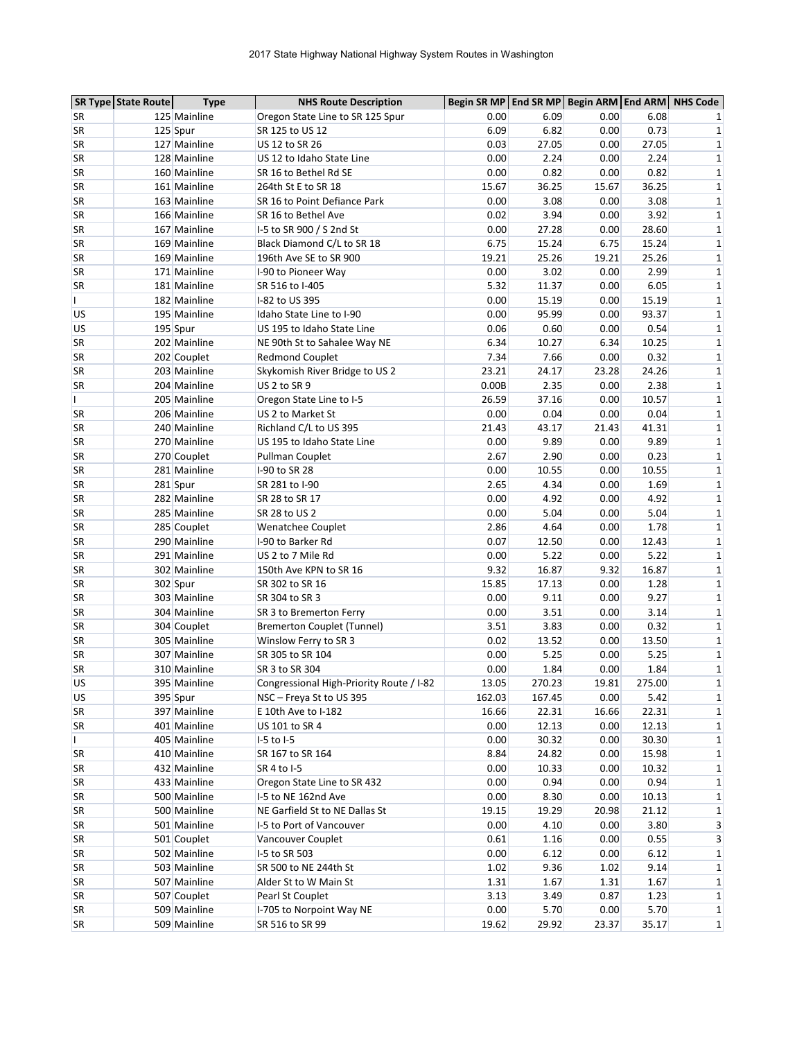2017 State Highway National Highway System Routes in Washington

| SR Type | State Route | Type | NHS Route Description | Begin SR MP | End SR MP | Begin ARM | End ARM | NHS Code |
|---|---|---|---|---|---|---|---|---|
| SR | 125 | Mainline | Oregon State Line to SR 125 Spur | 0.00 | 6.09 | 0.00 | 6.08 | 1 |
| SR | 125 | Spur | SR 125 to US 12 | 6.09 | 6.82 | 0.00 | 0.73 | 1 |
| SR | 127 | Mainline | US 12 to SR 26 | 0.03 | 27.05 | 0.00 | 27.05 | 1 |
| SR | 128 | Mainline | US 12 to Idaho State Line | 0.00 | 2.24 | 0.00 | 2.24 | 1 |
| SR | 160 | Mainline | SR 16 to Bethel Rd SE | 0.00 | 0.82 | 0.00 | 0.82 | 1 |
| SR | 161 | Mainline | 264th St E to SR 18 | 15.67 | 36.25 | 15.67 | 36.25 | 1 |
| SR | 163 | Mainline | SR 16 to Point Defiance Park | 0.00 | 3.08 | 0.00 | 3.08 | 1 |
| SR | 166 | Mainline | SR 16 to Bethel Ave | 0.02 | 3.94 | 0.00 | 3.92 | 1 |
| SR | 167 | Mainline | I-5 to SR 900 / S 2nd St | 0.00 | 27.28 | 0.00 | 28.60 | 1 |
| SR | 169 | Mainline | Black Diamond C/L to SR 18 | 6.75 | 15.24 | 6.75 | 15.24 | 1 |
| SR | 169 | Mainline | 196th Ave SE to SR 900 | 19.21 | 25.26 | 19.21 | 25.26 | 1 |
| SR | 171 | Mainline | I-90 to Pioneer Way | 0.00 | 3.02 | 0.00 | 2.99 | 1 |
| SR | 181 | Mainline | SR 516 to I-405 | 5.32 | 11.37 | 0.00 | 6.05 | 1 |
| I | 182 | Mainline | I-82 to US 395 | 0.00 | 15.19 | 0.00 | 15.19 | 1 |
| US | 195 | Mainline | Idaho State Line to I-90 | 0.00 | 95.99 | 0.00 | 93.37 | 1 |
| US | 195 | Spur | US 195 to Idaho State Line | 0.06 | 0.60 | 0.00 | 0.54 | 1 |
| SR | 202 | Mainline | NE 90th St to Sahalee Way NE | 6.34 | 10.27 | 6.34 | 10.25 | 1 |
| SR | 202 | Couplet | Redmond Couplet | 7.34 | 7.66 | 0.00 | 0.32 | 1 |
| SR | 203 | Mainline | Skykomish River Bridge to US 2 | 23.21 | 24.17 | 23.28 | 24.26 | 1 |
| SR | 204 | Mainline | US 2 to SR 9 | 0.00B | 2.35 | 0.00 | 2.38 | 1 |
| I | 205 | Mainline | Oregon State Line to I-5 | 26.59 | 37.16 | 0.00 | 10.57 | 1 |
| SR | 206 | Mainline | US 2 to Market St | 0.00 | 0.04 | 0.00 | 0.04 | 1 |
| SR | 240 | Mainline | Richland C/L to US 395 | 21.43 | 43.17 | 21.43 | 41.31 | 1 |
| SR | 270 | Mainline | US 195 to Idaho State Line | 0.00 | 9.89 | 0.00 | 9.89 | 1 |
| SR | 270 | Couplet | Pullman Couplet | 2.67 | 2.90 | 0.00 | 0.23 | 1 |
| SR | 281 | Mainline | I-90 to SR 28 | 0.00 | 10.55 | 0.00 | 10.55 | 1 |
| SR | 281 | Spur | SR 281 to I-90 | 2.65 | 4.34 | 0.00 | 1.69 | 1 |
| SR | 282 | Mainline | SR 28 to SR 17 | 0.00 | 4.92 | 0.00 | 4.92 | 1 |
| SR | 285 | Mainline | SR 28 to US 2 | 0.00 | 5.04 | 0.00 | 5.04 | 1 |
| SR | 285 | Couplet | Wenatchee Couplet | 2.86 | 4.64 | 0.00 | 1.78 | 1 |
| SR | 290 | Mainline | I-90 to Barker Rd | 0.07 | 12.50 | 0.00 | 12.43 | 1 |
| SR | 291 | Mainline | US 2 to 7 Mile Rd | 0.00 | 5.22 | 0.00 | 5.22 | 1 |
| SR | 302 | Mainline | 150th Ave KPN to SR 16 | 9.32 | 16.87 | 9.32 | 16.87 | 1 |
| SR | 302 | Spur | SR 302 to SR 16 | 15.85 | 17.13 | 0.00 | 1.28 | 1 |
| SR | 303 | Mainline | SR 304 to SR 3 | 0.00 | 9.11 | 0.00 | 9.27 | 1 |
| SR | 304 | Mainline | SR 3 to Bremerton Ferry | 0.00 | 3.51 | 0.00 | 3.14 | 1 |
| SR | 304 | Couplet | Bremerton Couplet (Tunnel) | 3.51 | 3.83 | 0.00 | 0.32 | 1 |
| SR | 305 | Mainline | Winslow Ferry to SR 3 | 0.02 | 13.52 | 0.00 | 13.50 | 1 |
| SR | 307 | Mainline | SR 305 to SR 104 | 0.00 | 5.25 | 0.00 | 5.25 | 1 |
| SR | 310 | Mainline | SR 3 to SR 304 | 0.00 | 1.84 | 0.00 | 1.84 | 1 |
| US | 395 | Mainline | Congressional High-Priority Route / I-82 | 13.05 | 270.23 | 19.81 | 275.00 | 1 |
| US | 395 | Spur | NSC – Freya St to US 395 | 162.03 | 167.45 | 0.00 | 5.42 | 1 |
| SR | 397 | Mainline | E 10th Ave to I-182 | 16.66 | 22.31 | 16.66 | 22.31 | 1 |
| SR | 401 | Mainline | US 101 to SR 4 | 0.00 | 12.13 | 0.00 | 12.13 | 1 |
| I | 405 | Mainline | I-5 to I-5 | 0.00 | 30.32 | 0.00 | 30.30 | 1 |
| SR | 410 | Mainline | SR 167 to SR 164 | 8.84 | 24.82 | 0.00 | 15.98 | 1 |
| SR | 432 | Mainline | SR 4 to I-5 | 0.00 | 10.33 | 0.00 | 10.32 | 1 |
| SR | 433 | Mainline | Oregon State Line to SR 432 | 0.00 | 0.94 | 0.00 | 0.94 | 1 |
| SR | 500 | Mainline | I-5 to NE 162nd Ave | 0.00 | 8.30 | 0.00 | 10.13 | 1 |
| SR | 500 | Mainline | NE Garfield St to NE Dallas St | 19.15 | 19.29 | 20.98 | 21.12 | 1 |
| SR | 501 | Mainline | I-5 to Port of Vancouver | 0.00 | 4.10 | 0.00 | 3.80 | 3 |
| SR | 501 | Couplet | Vancouver Couplet | 0.61 | 1.16 | 0.00 | 0.55 | 3 |
| SR | 502 | Mainline | I-5 to SR 503 | 0.00 | 6.12 | 0.00 | 6.12 | 1 |
| SR | 503 | Mainline | SR 500 to NE 244th St | 1.02 | 9.36 | 1.02 | 9.14 | 1 |
| SR | 507 | Mainline | Alder St to W Main St | 1.31 | 1.67 | 1.31 | 1.67 | 1 |
| SR | 507 | Couplet | Pearl St Couplet | 3.13 | 3.49 | 0.87 | 1.23 | 1 |
| SR | 509 | Mainline | I-705 to Norpoint Way NE | 0.00 | 5.70 | 0.00 | 5.70 | 1 |
| SR | 509 | Mainline | SR 516 to SR 99 | 19.62 | 29.92 | 23.37 | 35.17 | 1 |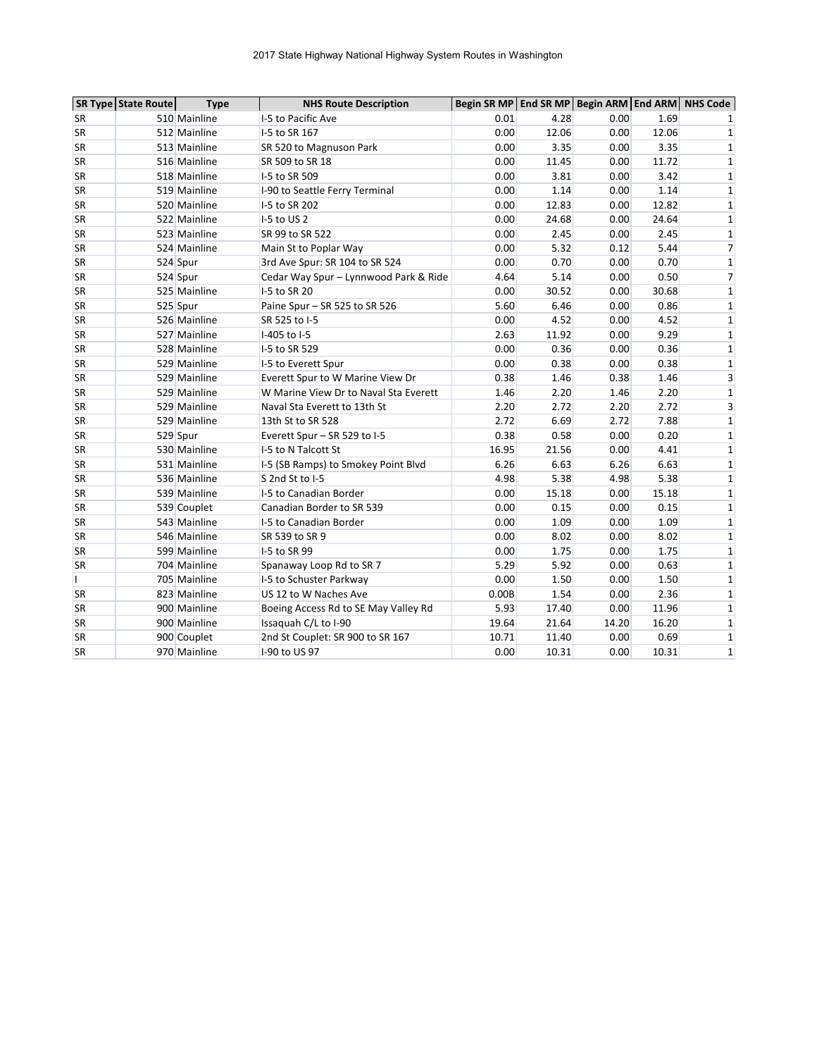2017 State Highway National Highway System Routes in Washington

| SR Type | State Route | Type | NHS Route Description | Begin SR MP | End SR MP | Begin ARM | End ARM | NHS Code |
|---|---|---|---|---|---|---|---|---|
| SR | 510 | Mainline | I-5 to Pacific Ave | 0.01 | 4.28 | 0.00 | 1.69 | 1 |
| SR | 512 | Mainline | I-5 to SR 167 | 0.00 | 12.06 | 0.00 | 12.06 | 1 |
| SR | 513 | Mainline | SR 520 to Magnuson Park | 0.00 | 3.35 | 0.00 | 3.35 | 1 |
| SR | 516 | Mainline | SR 509 to SR 18 | 0.00 | 11.45 | 0.00 | 11.72 | 1 |
| SR | 518 | Mainline | I-5 to SR 509 | 0.00 | 3.81 | 0.00 | 3.42 | 1 |
| SR | 519 | Mainline | I-90 to Seattle Ferry Terminal | 0.00 | 1.14 | 0.00 | 1.14 | 1 |
| SR | 520 | Mainline | I-5 to SR 202 | 0.00 | 12.83 | 0.00 | 12.82 | 1 |
| SR | 522 | Mainline | I-5 to US 2 | 0.00 | 24.68 | 0.00 | 24.64 | 1 |
| SR | 523 | Mainline | SR 99 to SR 522 | 0.00 | 2.45 | 0.00 | 2.45 | 1 |
| SR | 524 | Mainline | Main St to Poplar Way | 0.00 | 5.32 | 0.12 | 5.44 | 7 |
| SR | 524 | Spur | 3rd Ave Spur: SR 104 to SR 524 | 0.00 | 0.70 | 0.00 | 0.70 | 1 |
| SR | 524 | Spur | Cedar Way Spur – Lynnwood Park & Ride | 4.64 | 5.14 | 0.00 | 0.50 | 7 |
| SR | 525 | Mainline | I-5 to SR 20 | 0.00 | 30.52 | 0.00 | 30.68 | 1 |
| SR | 525 | Spur | Paine Spur – SR 525 to SR 526 | 5.60 | 6.46 | 0.00 | 0.86 | 1 |
| SR | 526 | Mainline | SR 525 to I-5 | 0.00 | 4.52 | 0.00 | 4.52 | 1 |
| SR | 527 | Mainline | I-405 to I-5 | 2.63 | 11.92 | 0.00 | 9.29 | 1 |
| SR | 528 | Mainline | I-5 to SR 529 | 0.00 | 0.36 | 0.00 | 0.36 | 1 |
| SR | 529 | Mainline | I-5 to Everett Spur | 0.00 | 0.38 | 0.00 | 0.38 | 1 |
| SR | 529 | Mainline | Everett Spur to W Marine View Dr | 0.38 | 1.46 | 0.38 | 1.46 | 3 |
| SR | 529 | Mainline | W Marine View Dr to Naval Sta Everett | 1.46 | 2.20 | 1.46 | 2.20 | 1 |
| SR | 529 | Mainline | Naval Sta Everett to 13th St | 2.20 | 2.72 | 2.20 | 2.72 | 3 |
| SR | 529 | Mainline | 13th St to SR 528 | 2.72 | 6.69 | 2.72 | 7.88 | 1 |
| SR | 529 | Spur | Everett Spur – SR 529 to I-5 | 0.38 | 0.58 | 0.00 | 0.20 | 1 |
| SR | 530 | Mainline | I-5 to N Talcott St | 16.95 | 21.56 | 0.00 | 4.41 | 1 |
| SR | 531 | Mainline | I-5 (SB Ramps) to Smokey Point Blvd | 6.26 | 6.63 | 6.26 | 6.63 | 1 |
| SR | 536 | Mainline | S 2nd St to I-5 | 4.98 | 5.38 | 4.98 | 5.38 | 1 |
| SR | 539 | Mainline | I-5 to Canadian Border | 0.00 | 15.18 | 0.00 | 15.18 | 1 |
| SR | 539 | Couplet | Canadian Border to SR 539 | 0.00 | 0.15 | 0.00 | 0.15 | 1 |
| SR | 543 | Mainline | I-5 to Canadian Border | 0.00 | 1.09 | 0.00 | 1.09 | 1 |
| SR | 546 | Mainline | SR 539 to SR 9 | 0.00 | 8.02 | 0.00 | 8.02 | 1 |
| SR | 599 | Mainline | I-5 to SR 99 | 0.00 | 1.75 | 0.00 | 1.75 | 1 |
| SR | 704 | Mainline | Spanaway Loop Rd to SR 7 | 5.29 | 5.92 | 0.00 | 0.63 | 1 |
| I | 705 | Mainline | I-5 to Schuster Parkway | 0.00 | 1.50 | 0.00 | 1.50 | 1 |
| SR | 823 | Mainline | US 12 to W Naches Ave | 0.00B | 1.54 | 0.00 | 2.36 | 1 |
| SR | 900 | Mainline | Boeing Access Rd to SE May Valley Rd | 5.93 | 17.40 | 0.00 | 11.96 | 1 |
| SR | 900 | Mainline | Issaquah C/L to I-90 | 19.64 | 21.64 | 14.20 | 16.20 | 1 |
| SR | 900 | Couplet | 2nd St Couplet: SR 900 to SR 167 | 10.71 | 11.40 | 0.00 | 0.69 | 1 |
| SR | 970 | Mainline | I-90 to US 97 | 0.00 | 10.31 | 0.00 | 10.31 | 1 |